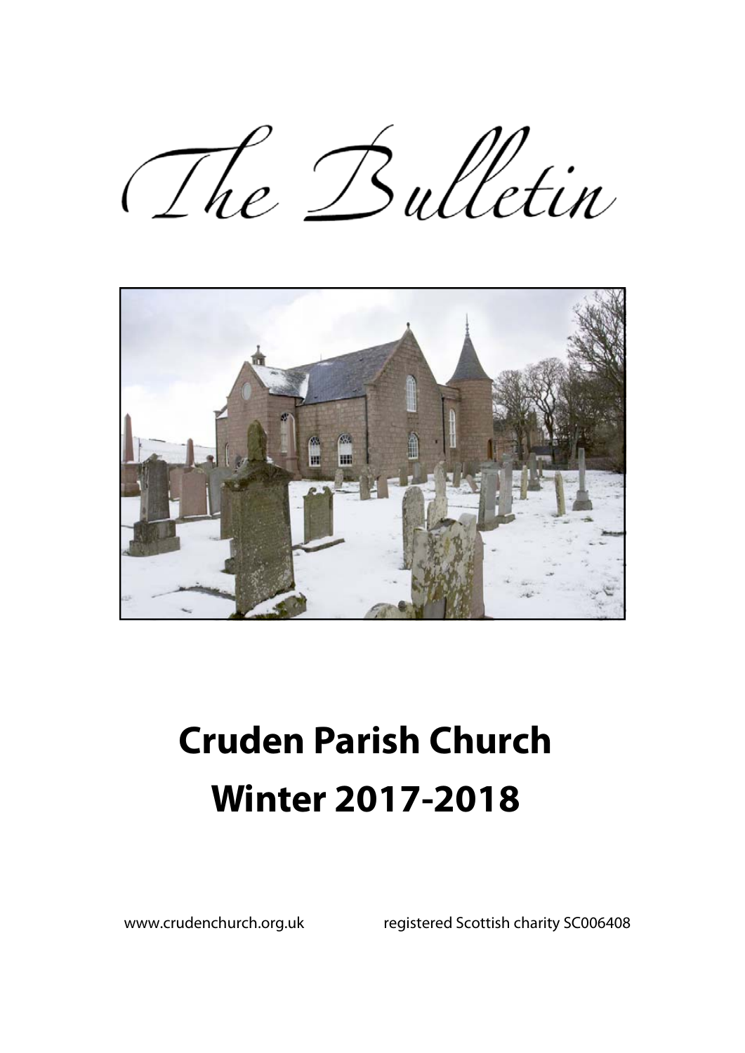# The Bulletin

# Cruden Parish Church

# Winter 2017-2018

www.crudenchurch.org.uk registered Scottish charity SC006408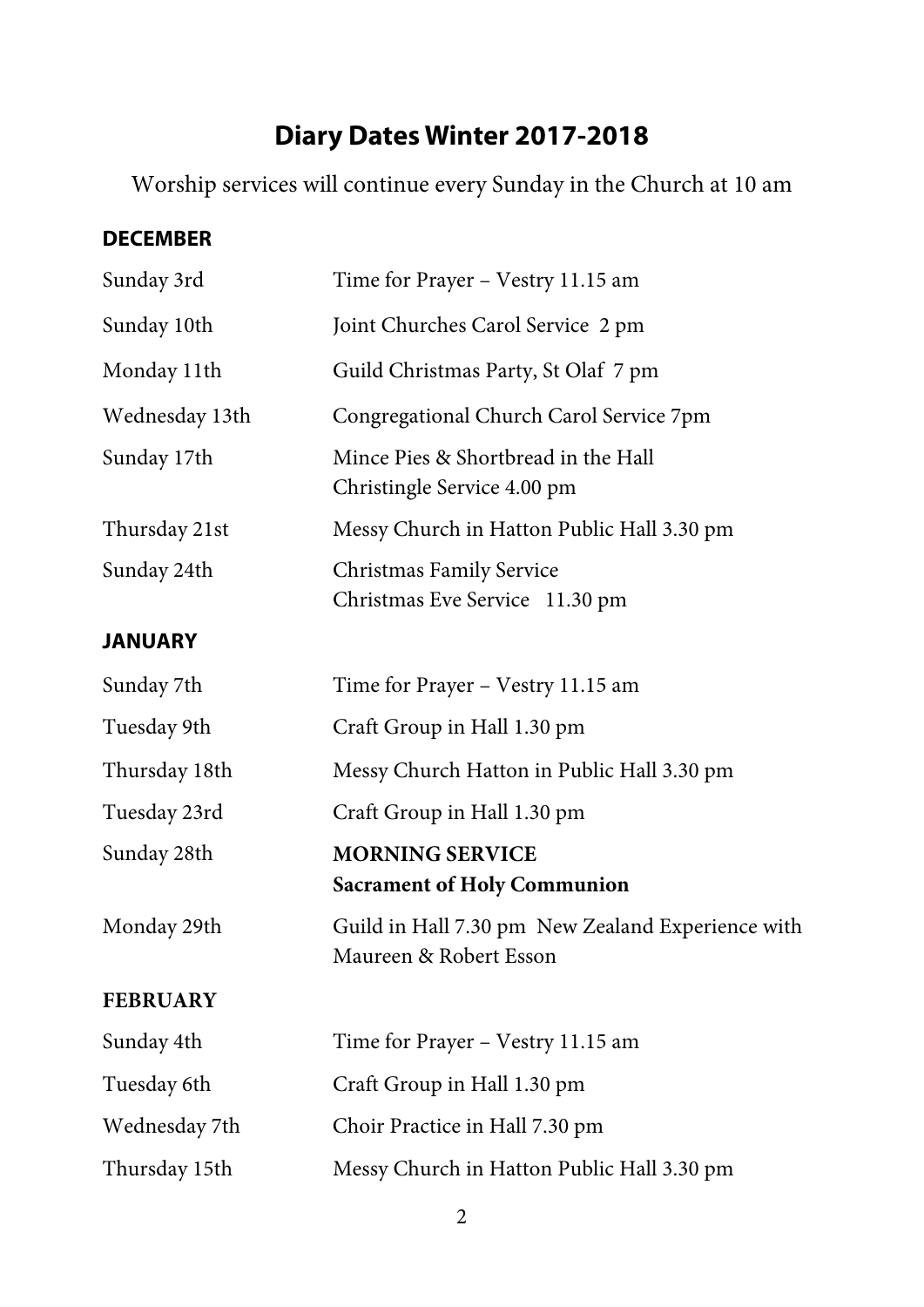# Diary Dates Winter 2017-2018

Worship services will continue every Sunday in the Church at 10 am

**DECEMBER**

| | |
|---|---|
| Sunday 3rd | Time for Prayer – Vestry 11.15 am |
| Sunday 10th | Joint Churches Carol Service 2 pm |
| Monday 11th | Guild Christmas Party, St Olaf 7 pm |
| Wednesday 13th | Congregational Church Carol Service 7pm |
| Sunday 17th | Mince Pies & Shortbread in the Hall<br>Christingle Service 4.00 pm |
| Thursday 21st | Messy Church in Hatton Public Hall 3.30 pm |
| Sunday 24th | Christmas Family Service<br>Christmas Eve Service 11.30 pm |

**JANUARY**

| | |
|---|---|
| Sunday 7th | Time for Prayer – Vestry 11.15 am |
| Tuesday 9th | Craft Group in Hall 1.30 pm |
| Thursday 18th | Messy Church Hatton in Public Hall 3.30 pm |
| Tuesday 23rd | Craft Group in Hall 1.30 pm |
| Sunday 28th | **MORNING SERVICE**<br>**Sacrament of Holy Communion** |
| Monday 29th | Guild in Hall 7.30 pm New Zealand Experience with Maureen & Robert Esson |

**FEBRUARY**

| | |
|---|---|
| Sunday 4th | Time for Prayer – Vestry 11.15 am |
| Tuesday 6th | Craft Group in Hall 1.30 pm |
| Wednesday 7th | Choir Practice in Hall 7.30 pm |
| Thursday 15th | Messy Church in Hatton Public Hall 3.30 pm |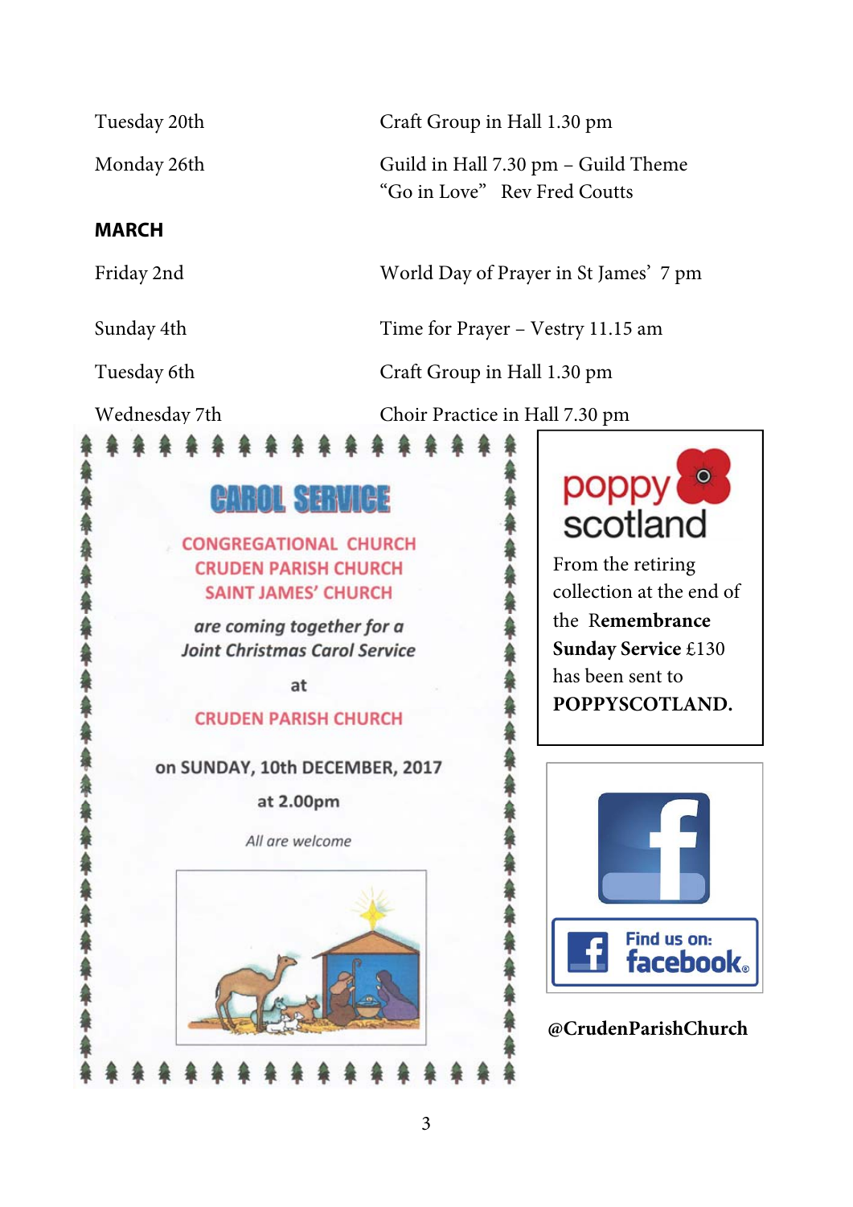| | |
|---|---|
| Tuesday 20th | Craft Group in Hall 1.30 pm |
| Monday 26th | Guild in Hall 7.30 pm – Guild Theme “Go in Love” Rev Fred Coutts |

**MARCH**

| | |
|---|---|
| Friday 2nd | World Day of Prayer in St James’ 7 pm |
| Sunday 4th | Time for Prayer – Vestry 11.15 am |
| Tuesday 6th | Craft Group in Hall 1.30 pm |
| Wednesday 7th | Choir Practice in Hall 7.30 pm |

## CAROL SERVICE

CONGREGATIONAL CHURCH
CRUDEN PARISH CHURCH
SAINT JAMES’ CHURCH

*are coming together for a Joint Christmas Carol Service*

at

CRUDEN PARISH CHURCH

on SUNDAY, 10th DECEMBER, 2017

at 2.00pm

*All are welcome*

poppy scotland

From the retiring collection at the end of the **Remembrance Sunday Service** £130 has been sent to **POPPYSCOTLAND.**

Find us on: facebook

**@CrudenParishChurch**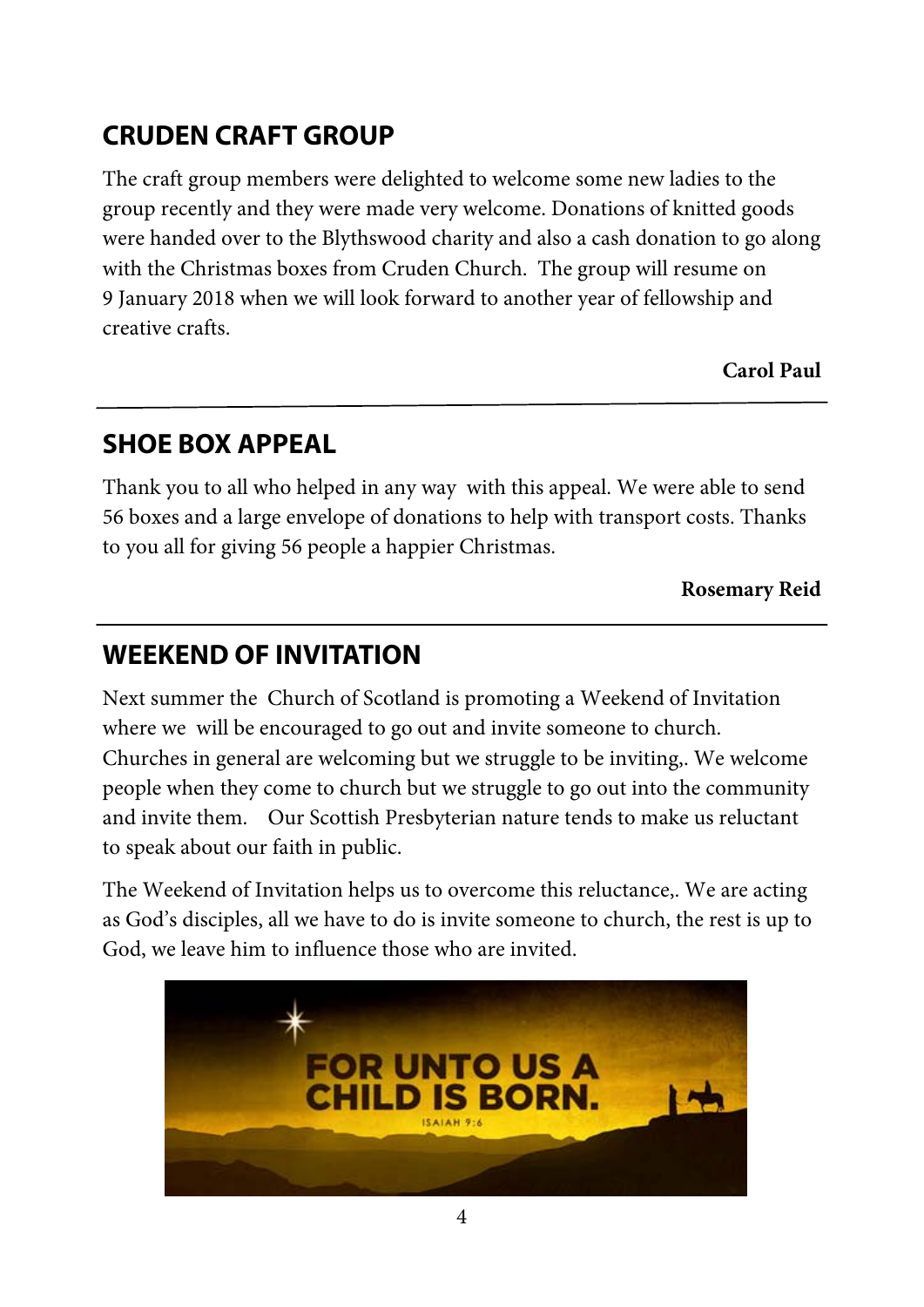## CRUDEN CRAFT GROUP

The craft group members were delighted to welcome some new ladies to the group recently and they were made very welcome. Donations of knitted goods were handed over to the Blythswood charity and also a cash donation to go along with the Christmas boxes from Cruden Church. The group will resume on 9 January 2018 when we will look forward to another year of fellowship and creative crafts.

**Carol Paul**

---

## SHOE BOX APPEAL

Thank you to all who helped in any way with this appeal. We were able to send 56 boxes and a large envelope of donations to help with transport costs. Thanks to you all for giving 56 people a happier Christmas.

**Rosemary Reid**

---

## WEEKEND OF INVITATION

Next summer the Church of Scotland is promoting a Weekend of Invitation where we will be encouraged to go out and invite someone to church. Churches in general are welcoming but we struggle to be inviting,. We welcome people when they come to church but we struggle to go out into the community and invite them. Our Scottish Presbyterian nature tends to make us reluctant to speak about our faith in public.

The Weekend of Invitation helps us to overcome this reluctance,. We are acting as God's disciples, all we have to do is invite someone to church, the rest is up to God, we leave him to influence those who are invited.

FOR UNTO US A CHILD IS BORN.

ISAIAH 9:6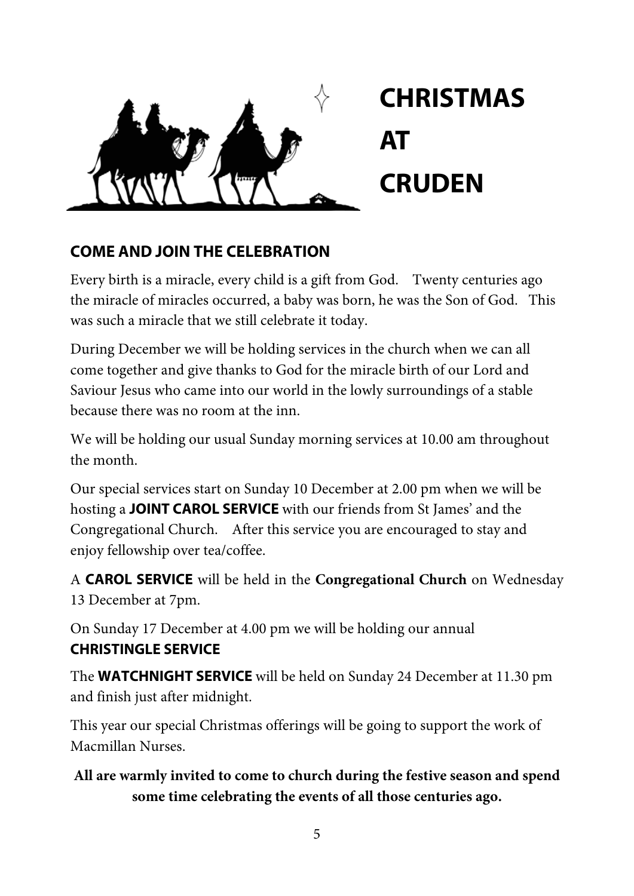# CHRISTMAS AT CRUDEN

## COME AND JOIN THE CELEBRATION

Every birth is a miracle, every child is a gift from God. Twenty centuries ago the miracle of miracles occurred, a baby was born, he was the Son of God. This was such a miracle that we still celebrate it today.

During December we will be holding services in the church when we can all come together and give thanks to God for the miracle birth of our Lord and Saviour Jesus who came into our world in the lowly surroundings of a stable because there was no room at the inn.

We will be holding our usual Sunday morning services at 10.00 am throughout the month.

Our special services start on Sunday 10 December at 2.00 pm when we will be hosting a **JOINT CAROL SERVICE** with our friends from St James' and the Congregational Church. After this service you are encouraged to stay and enjoy fellowship over tea/coffee.

A **CAROL SERVICE** will be held in the **Congregational Church** on Wednesday 13 December at 7pm.

On Sunday 17 December at 4.00 pm we will be holding our annual **CHRISTINGLE SERVICE**

The **WATCHNIGHT SERVICE** will be held on Sunday 24 December at 11.30 pm and finish just after midnight.

This year our special Christmas offerings will be going to support the work of Macmillan Nurses.

**All are warmly invited to come to church during the festive season and spend some time celebrating the events of all those centuries ago.**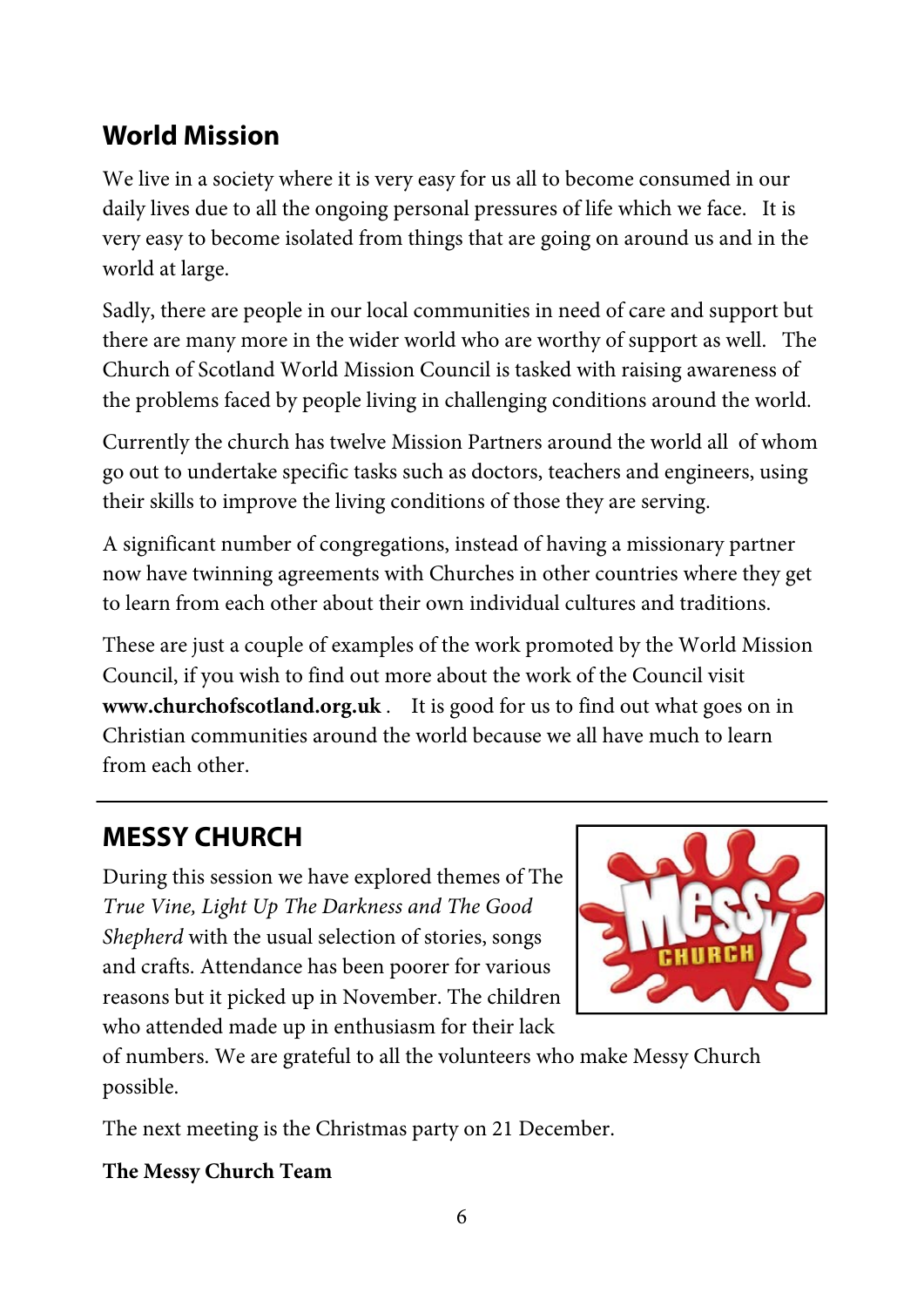## World Mission

We live in a society where it is very easy for us all to become consumed in our daily lives due to all the ongoing personal pressures of life which we face. It is very easy to become isolated from things that are going on around us and in the world at large.

Sadly, there are people in our local communities in need of care and support but there are many more in the wider world who are worthy of support as well. The Church of Scotland World Mission Council is tasked with raising awareness of the problems faced by people living in challenging conditions around the world.

Currently the church has twelve Mission Partners around the world all of whom go out to undertake specific tasks such as doctors, teachers and engineers, using their skills to improve the living conditions of those they are serving.

A significant number of congregations, instead of having a missionary partner now have twinning agreements with Churches in other countries where they get to learn from each other about their own individual cultures and traditions.

These are just a couple of examples of the work promoted by the World Mission Council, if you wish to find out more about the work of the Council visit **www.churchofscotland.org.uk** . It is good for us to find out what goes on in Christian communities around the world because we all have much to learn from each other.

---

## MESSY CHURCH

During this session we have explored themes of The *True Vine, Light Up The Darkness and The Good Shepherd* with the usual selection of stories, songs and crafts. Attendance has been poorer for various reasons but it picked up in November. The children who attended made up in enthusiasm for their lack of numbers. We are grateful to all the volunteers who make Messy Church possible.

The next meeting is the Christmas party on 21 December.

**The Messy Church Team**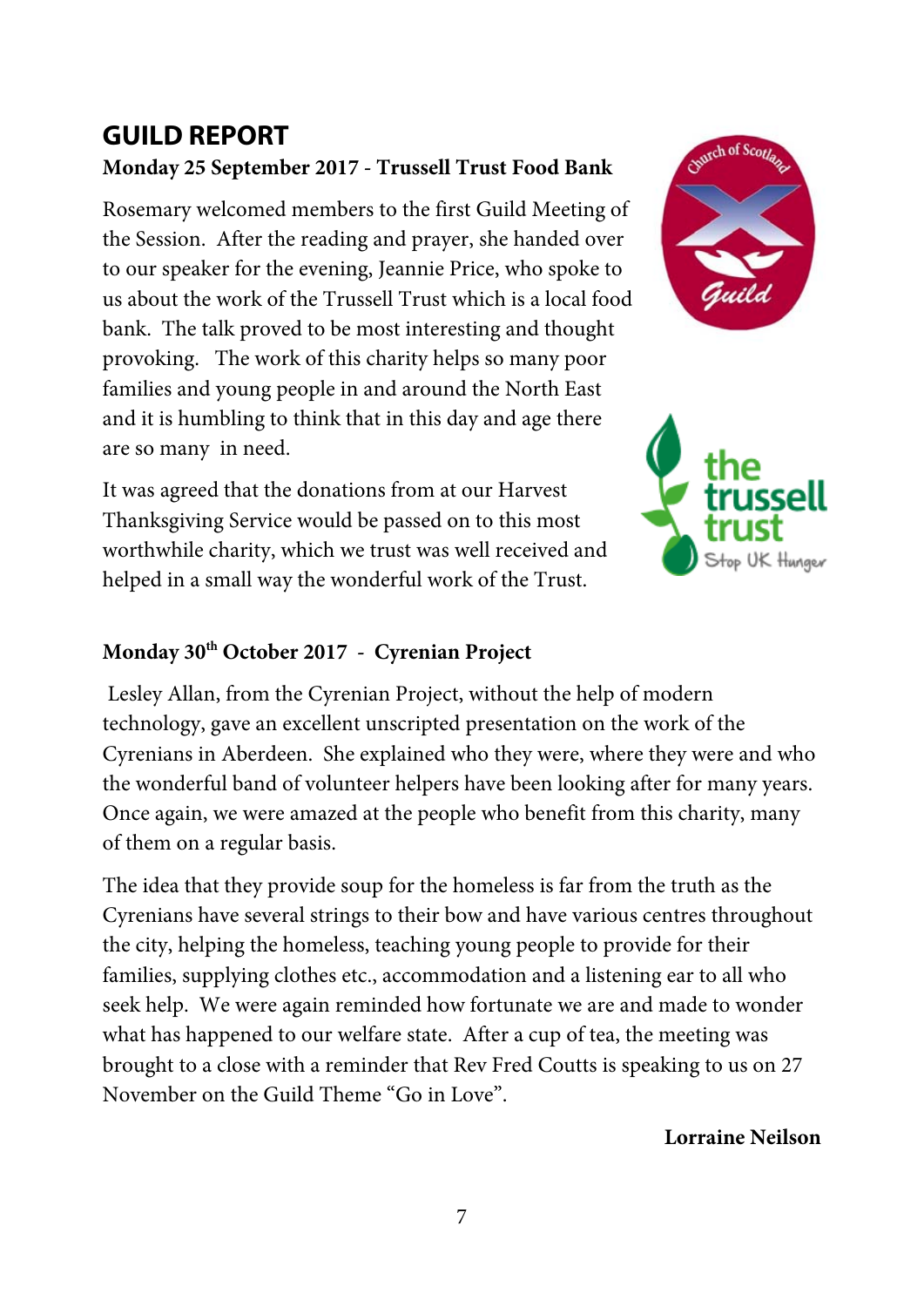# GUILD REPORT

**Monday 25 September 2017 - Trussell Trust Food Bank**

Rosemary welcomed members to the first Guild Meeting of the Session. After the reading and prayer, she handed over to our speaker for the evening, Jeannie Price, who spoke to us about the work of the Trussell Trust which is a local food bank. The talk proved to be most interesting and thought provoking. The work of this charity helps so many poor families and young people in and around the North East and it is humbling to think that in this day and age there are so many in need.

It was agreed that the donations from at our Harvest Thanksgiving Service would be passed on to this most worthwhile charity, which we trust was well received and helped in a small way the wonderful work of the Trust.

**Monday 30th October 2017 - Cyrenian Project**

Lesley Allan, from the Cyrenian Project, without the help of modern technology, gave an excellent unscripted presentation on the work of the Cyrenians in Aberdeen. She explained who they were, where they were and who the wonderful band of volunteer helpers have been looking after for many years. Once again, we were amazed at the people who benefit from this charity, many of them on a regular basis.

The idea that they provide soup for the homeless is far from the truth as the Cyrenians have several strings to their bow and have various centres throughout the city, helping the homeless, teaching young people to provide for their families, supplying clothes etc., accommodation and a listening ear to all who seek help. We were again reminded how fortunate we are and made to wonder what has happened to our welfare state. After a cup of tea, the meeting was brought to a close with a reminder that Rev Fred Coutts is speaking to us on 27 November on the Guild Theme "Go in Love".

**Lorraine Neilson**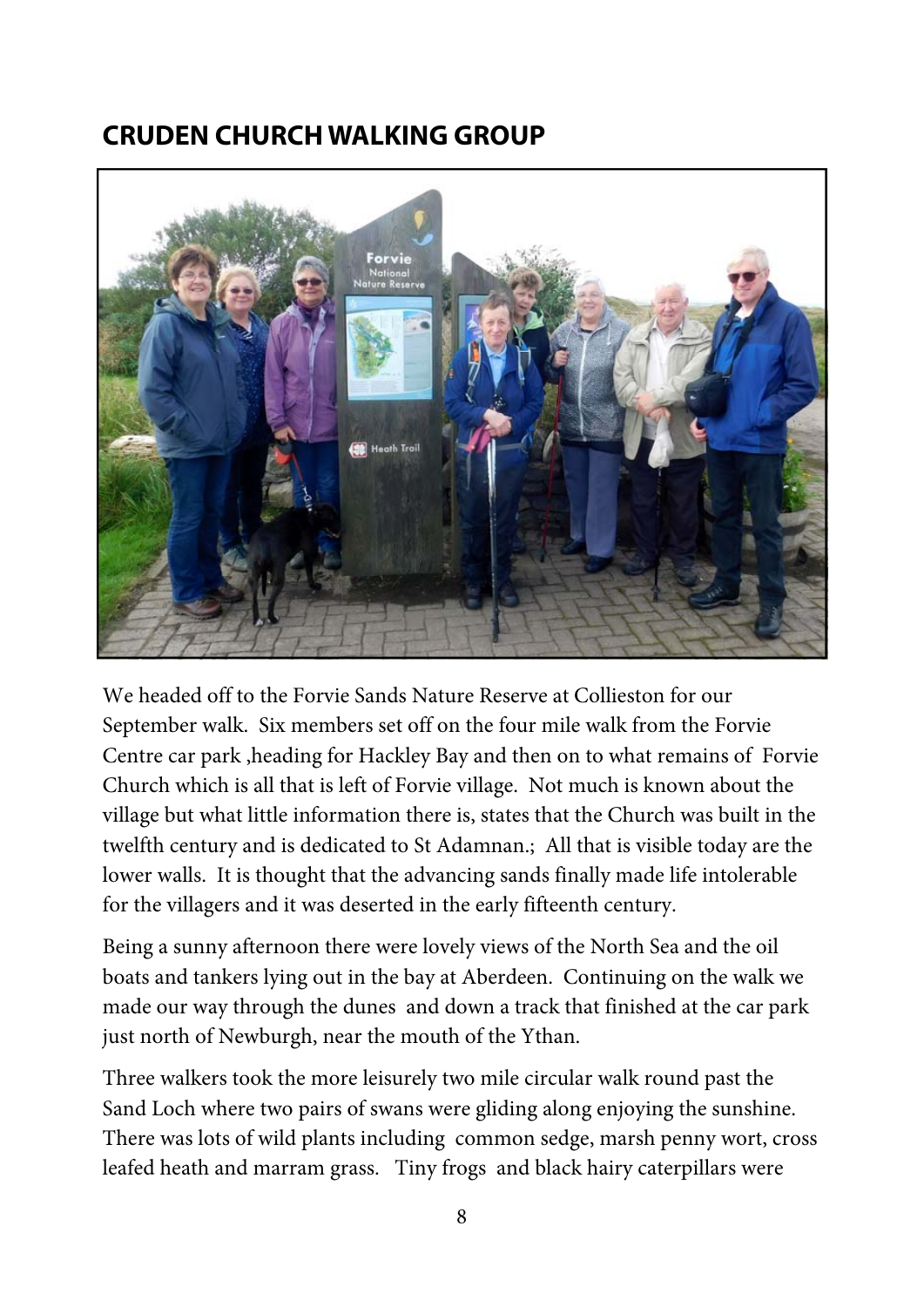## CRUDEN CHURCH WALKING GROUP

We headed off to the Forvie Sands Nature Reserve at Collieston for our September walk. Six members set off on the four mile walk from the Forvie Centre car park ,heading for Hackley Bay and then on to what remains of Forvie Church which is all that is left of Forvie village. Not much is known about the village but what little information there is, states that the Church was built in the twelfth century and is dedicated to St Adamnan.; All that is visible today are the lower walls. It is thought that the advancing sands finally made life intolerable for the villagers and it was deserted in the early fifteenth century.

Being a sunny afternoon there were lovely views of the North Sea and the oil boats and tankers lying out in the bay at Aberdeen. Continuing on the walk we made our way through the dunes and down a track that finished at the car park just north of Newburgh, near the mouth of the Ythan.

Three walkers took the more leisurely two mile circular walk round past the Sand Loch where two pairs of swans were gliding along enjoying the sunshine. There was lots of wild plants including common sedge, marsh penny wort, cross leafed heath and marram grass. Tiny frogs and black hairy caterpillars were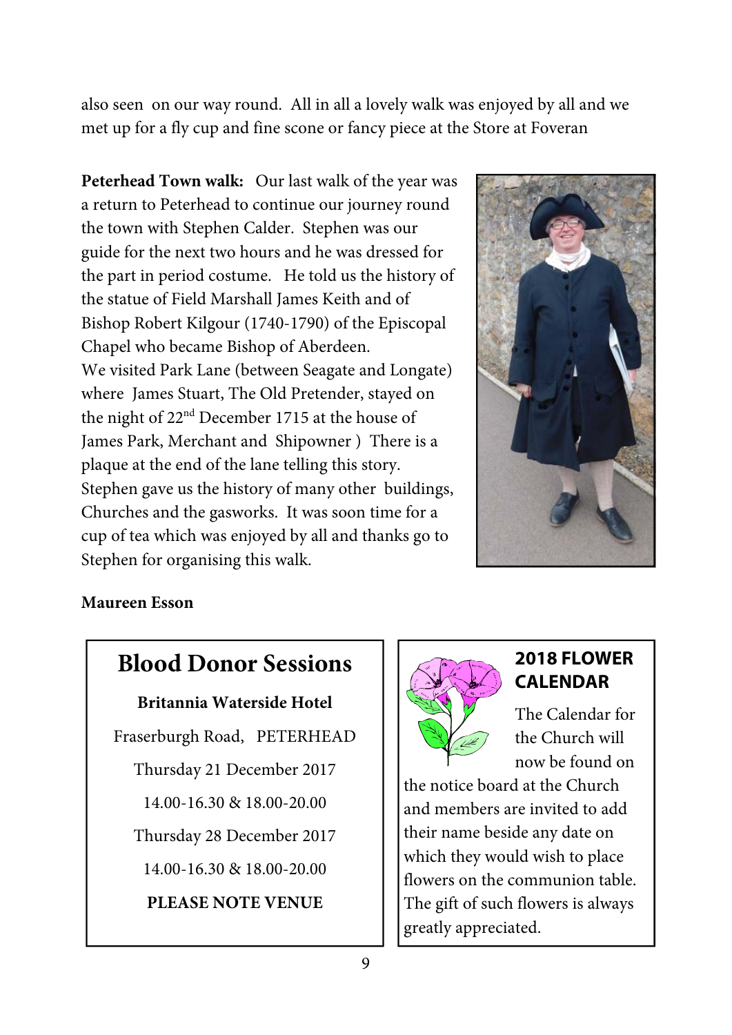also seen on our way round. All in all a lovely walk was enjoyed by all and we met up for a fly cup and fine scone or fancy piece at the Store at Foveran

**Peterhead Town walk:** Our last walk of the year was a return to Peterhead to continue our journey round the town with Stephen Calder. Stephen was our guide for the next two hours and he was dressed for the part in period costume. He told us the history of the statue of Field Marshall James Keith and of Bishop Robert Kilgour (1740-1790) of the Episcopal Chapel who became Bishop of Aberdeen.
We visited Park Lane (between Seagate and Longate) where James Stuart, The Old Pretender, stayed on the night of 22nd December 1715 at the house of James Park, Merchant and Shipowner ) There is a plaque at the end of the lane telling this story. Stephen gave us the history of many other buildings, Churches and the gasworks. It was soon time for a cup of tea which was enjoyed by all and thanks go to Stephen for organising this walk.

**Maureen Esson**

## Blood Donor Sessions

**Britannia Waterside Hotel**

Fraserburgh Road, PETERHEAD

Thursday 21 December 2017

14.00-16.30 & 18.00-20.00

Thursday 28 December 2017

14.00-16.30 & 18.00-20.00

**PLEASE NOTE VENUE**

### 2018 FLOWER CALENDAR

The Calendar for the Church will now be found on the notice board at the Church and members are invited to add their name beside any date on which they would wish to place flowers on the communion table. The gift of such flowers is always greatly appreciated.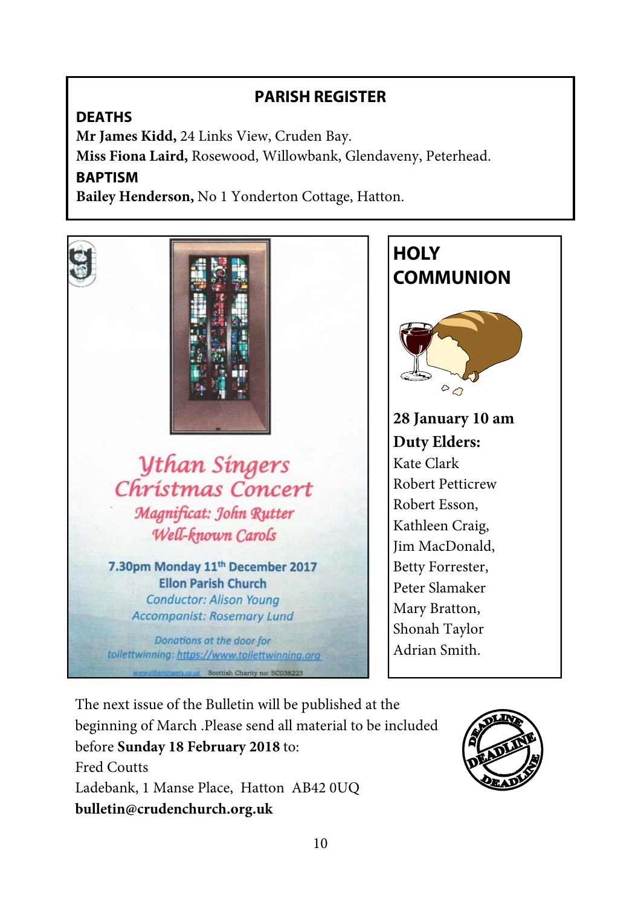## PARISH REGISTER

### DEATHS

**Mr James Kidd,** 24 Links View, Cruden Bay.

**Miss Fiona Laird,** Rosewood, Willowbank, Glendaveny, Peterhead.

### BAPTISM

**Bailey Henderson,** No 1 Yonderton Cottage, Hatton.

*Ythan Singers Christmas Concert*

*Magnificat: John Rutter*

*Well-known Carols*

**7.30pm Monday 11th December 2017**

**Ellon Parish Church**

*Conductor: Alison Young*

*Accompanist: Rosemary Lund*

*Donations at the door for toilettwinning: https://www.toilettwinning.org*

www.ythansingers.co.uk Scottish Charity no: SC038223

## HOLY COMMUNION

**28 January 10 am**

**Duty Elders:**

Kate Clark
Robert Petticrew
Robert Esson,
Kathleen Craig,
Jim MacDonald,
Betty Forrester,
Peter Slamaker
Mary Bratton,
Shonah Taylor
Adrian Smith.

The next issue of the Bulletin will be published at the beginning of March .Please send all material to be included before **Sunday 18 February 2018** to:

Fred Coutts
Ladebank, 1 Manse Place, Hatton AB42 0UQ
**bulletin@crudenchurch.org.uk**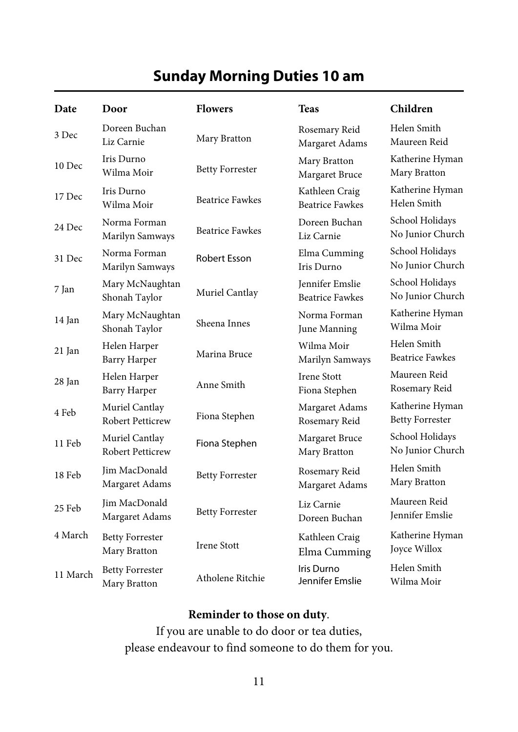## Sunday Morning Duties 10 am

| Date | Door | Flowers | Teas | Children |
|---|---|---|---|---|
| 3 Dec | Doreen Buchan<br>Liz Carnie | Mary Bratton | Rosemary Reid<br>Margaret Adams | Helen Smith<br>Maureen Reid |
| 10 Dec | Iris Durno<br>Wilma Moir | Betty Forrester | Mary Bratton<br>Margaret Bruce | Katherine Hyman<br>Mary Bratton |
| 17 Dec | Iris Durno<br>Wilma Moir | Beatrice Fawkes | Kathleen Craig<br>Beatrice Fawkes | Katherine Hyman<br>Helen Smith |
| 24 Dec | Norma Forman<br>Marilyn Samways | Beatrice Fawkes | Doreen Buchan<br>Liz Carnie | School Holidays<br>No Junior Church |
| 31 Dec | Norma Forman<br>Marilyn Samways | Robert Esson | Elma Cumming<br>Iris Durno | School Holidays<br>No Junior Church |
| 7 Jan | Mary McNaughtan<br>Shonah Taylor | Muriel Cantlay | Jennifer Emslie<br>Beatrice Fawkes | School Holidays<br>No Junior Church |
| 14 Jan | Mary McNaughtan<br>Shonah Taylor | Sheena Innes | Norma Forman<br>June Manning | Katherine Hyman<br>Wilma Moir |
| 21 Jan | Helen Harper<br>Barry Harper | Marina Bruce | Wilma Moir<br>Marilyn Samways | Helen Smith<br>Beatrice Fawkes |
| 28 Jan | Helen Harper<br>Barry Harper | Anne Smith | Irene Stott<br>Fiona Stephen | Maureen Reid<br>Rosemary Reid |
| 4 Feb | Muriel Cantlay<br>Robert Petticrew | Fiona Stephen | Margaret Adams<br>Rosemary Reid | Katherine Hyman<br>Betty Forrester |
| 11 Feb | Muriel Cantlay<br>Robert Petticrew | Fiona Stephen | Margaret Bruce<br>Mary Bratton | School Holidays<br>No Junior Church |
| 18 Feb | Jim MacDonald<br>Margaret Adams | Betty Forrester | Rosemary Reid<br>Margaret Adams | Helen Smith<br>Mary Bratton |
| 25 Feb | Jim MacDonald<br>Margaret Adams | Betty Forrester | Liz Carnie<br>Doreen Buchan | Maureen Reid<br>Jennifer Emslie |
| 4 March | Betty Forrester<br>Mary Bratton | Irene Stott | Kathleen Craig<br>Elma Cumming | Katherine Hyman<br>Joyce Willox |
| 11 March | Betty Forrester<br>Mary Bratton | Atholene Ritchie | Iris Durno<br>Jennifer Emslie | Helen Smith<br>Wilma Moir |

**Reminder to those on duty**.
If you are unable to do door or tea duties,
please endeavour to find someone to do them for you.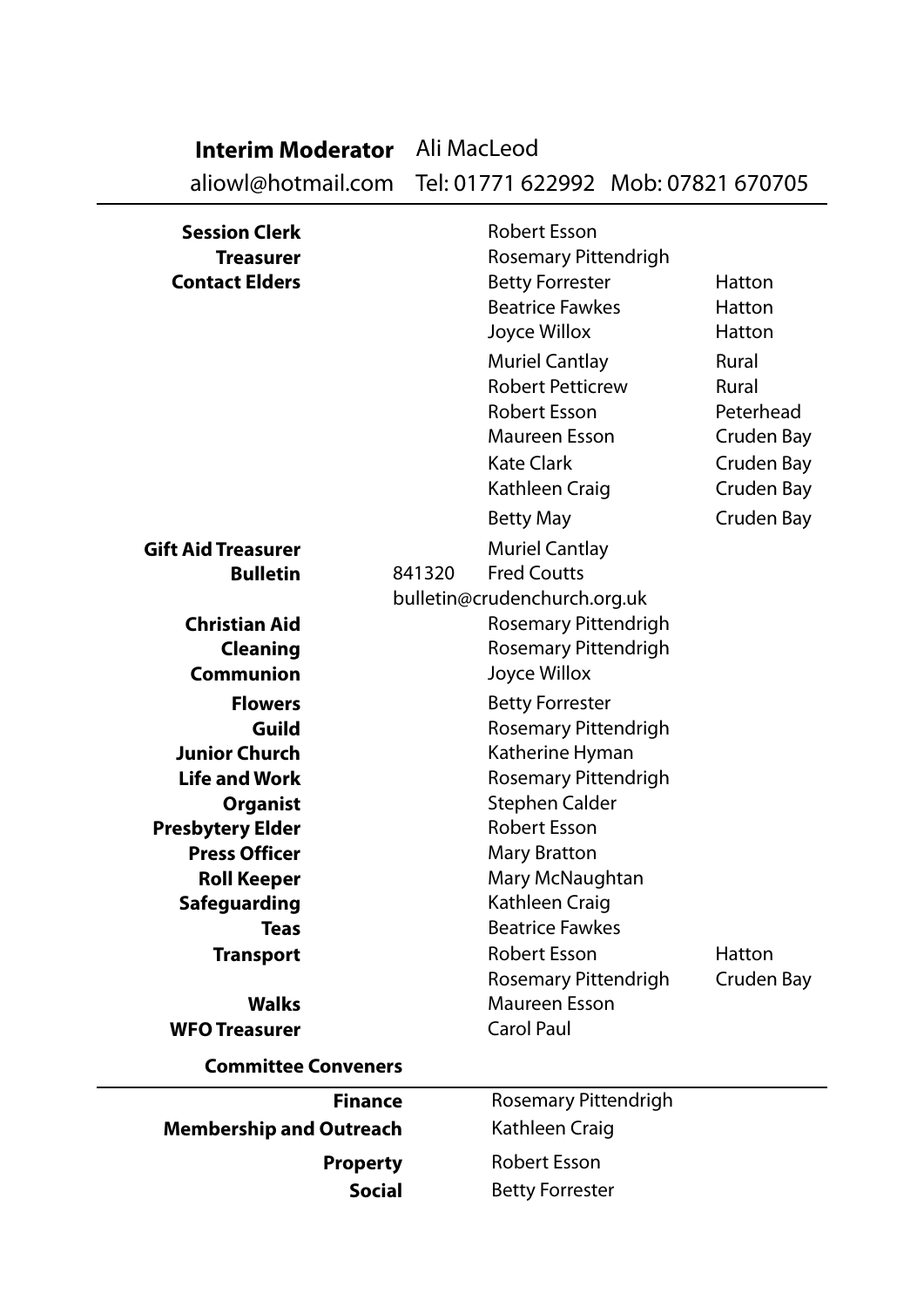**Interim Moderator** Ali MacLeod

aliowl@hotmail.com Tel: 01771 622992 Mob: 07821 670705

---

| | | | |
|---|---|---|---|
| **Session Clerk** | | Robert Esson | |
| **Treasurer** | | Rosemary Pittendrigh | |
| **Contact Elders** | | Betty Forrester | Hatton |
| | | Beatrice Fawkes | Hatton |
| | | Joyce Willox | Hatton |
| | | Muriel Cantlay | Rural |
| | | Robert Petticrew | Rural |
| | | Robert Esson | Peterhead |
| | | Maureen Esson | Cruden Bay |
| | | Kate Clark | Cruden Bay |
| | | Kathleen Craig | Cruden Bay |
| | | Betty May | Cruden Bay |
| **Gift Aid Treasurer** | | Muriel Cantlay | |
| **Bulletin** | 841320 | Fred Coutts | |
| | bulletin@crudenchurch.org.uk | | |
| **Christian Aid** | | Rosemary Pittendrigh | |
| **Cleaning** | | Rosemary Pittendrigh | |
| **Communion** | | Joyce Willox | |
| **Flowers** | | Betty Forrester | |
| **Guild** | | Rosemary Pittendrigh | |
| **Junior Church** | | Katherine Hyman | |
| **Life and Work** | | Rosemary Pittendrigh | |
| **Organist** | | Stephen Calder | |
| **Presbytery Elder** | | Robert Esson | |
| **Press Officer** | | Mary Bratton | |
| **Roll Keeper** | | Mary McNaughtan | |
| **Safeguarding** | | Kathleen Craig | |
| **Teas** | | Beatrice Fawkes | |
| **Transport** | | Robert Esson | Hatton |
| | | Rosemary Pittendrigh | Cruden Bay |
| **Walks** | | Maureen Esson | |
| **WFO Treasurer** | | Carol Paul | |

**Committee Conveners**

---

| | |
|---|---|
| **Finance** | Rosemary Pittendrigh |
| **Membership and Outreach** | Kathleen Craig |
| **Property** | Robert Esson |
| **Social** | Betty Forrester |